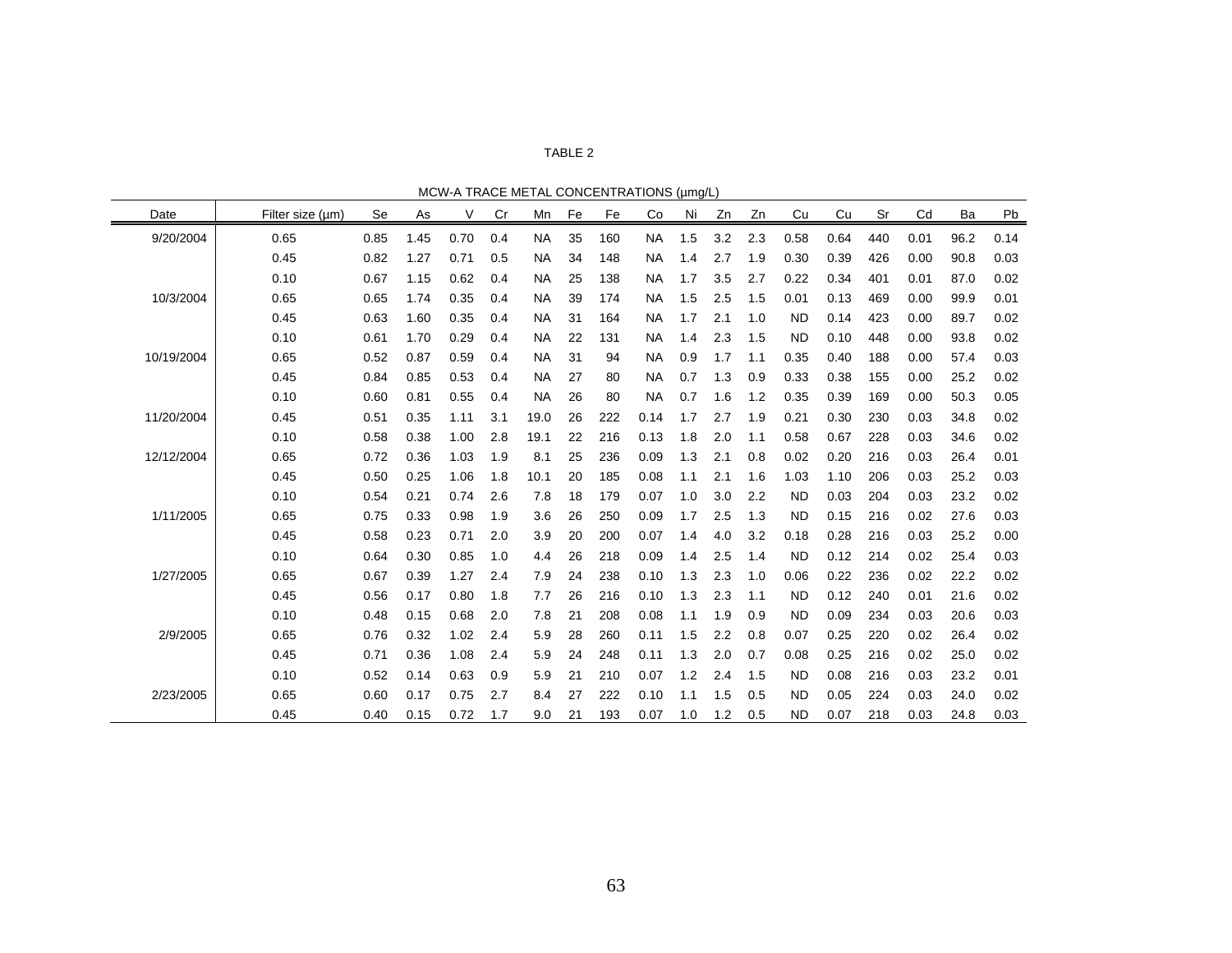TABLE 2

MCW-A TRACE METAL CONCENTRATIONS (µmg/L)

| Date | Filter size (µm) | Se | As | V | Cr | Mn | Fe | Fe | Co | Ni | Zn | Zn | Cu | Cu | Sr | Cd | Ba | Pb |
|---|---|---|---|---|---|---|---|---|---|---|---|---|---|---|---|---|---|---|
| 9/20/2004 | 0.65 | 0.85 | 1.45 | 0.70 | 0.4 | NA | 35 | 160 | NA | 1.5 | 3.2 | 2.3 | 0.58 | 0.64 | 440 | 0.01 | 96.2 | 0.14 |
| | 0.45 | 0.82 | 1.27 | 0.71 | 0.5 | NA | 34 | 148 | NA | 1.4 | 2.7 | 1.9 | 0.30 | 0.39 | 426 | 0.00 | 90.8 | 0.03 |
| | 0.10 | 0.67 | 1.15 | 0.62 | 0.4 | NA | 25 | 138 | NA | 1.7 | 3.5 | 2.7 | 0.22 | 0.34 | 401 | 0.01 | 87.0 | 0.02 |
| 10/3/2004 | 0.65 | 0.65 | 1.74 | 0.35 | 0.4 | NA | 39 | 174 | NA | 1.5 | 2.5 | 1.5 | 0.01 | 0.13 | 469 | 0.00 | 99.9 | 0.01 |
| | 0.45 | 0.63 | 1.60 | 0.35 | 0.4 | NA | 31 | 164 | NA | 1.7 | 2.1 | 1.0 | ND | 0.14 | 423 | 0.00 | 89.7 | 0.02 |
| | 0.10 | 0.61 | 1.70 | 0.29 | 0.4 | NA | 22 | 131 | NA | 1.4 | 2.3 | 1.5 | ND | 0.10 | 448 | 0.00 | 93.8 | 0.02 |
| 10/19/2004 | 0.65 | 0.52 | 0.87 | 0.59 | 0.4 | NA | 31 | 94 | NA | 0.9 | 1.7 | 1.1 | 0.35 | 0.40 | 188 | 0.00 | 57.4 | 0.03 |
| | 0.45 | 0.84 | 0.85 | 0.53 | 0.4 | NA | 27 | 80 | NA | 0.7 | 1.3 | 0.9 | 0.33 | 0.38 | 155 | 0.00 | 25.2 | 0.02 |
| | 0.10 | 0.60 | 0.81 | 0.55 | 0.4 | NA | 26 | 80 | NA | 0.7 | 1.6 | 1.2 | 0.35 | 0.39 | 169 | 0.00 | 50.3 | 0.05 |
| 11/20/2004 | 0.45 | 0.51 | 0.35 | 1.11 | 3.1 | 19.0 | 26 | 222 | 0.14 | 1.7 | 2.7 | 1.9 | 0.21 | 0.30 | 230 | 0.03 | 34.8 | 0.02 |
| | 0.10 | 0.58 | 0.38 | 1.00 | 2.8 | 19.1 | 22 | 216 | 0.13 | 1.8 | 2.0 | 1.1 | 0.58 | 0.67 | 228 | 0.03 | 34.6 | 0.02 |
| 12/12/2004 | 0.65 | 0.72 | 0.36 | 1.03 | 1.9 | 8.1 | 25 | 236 | 0.09 | 1.3 | 2.1 | 0.8 | 0.02 | 0.20 | 216 | 0.03 | 26.4 | 0.01 |
| | 0.45 | 0.50 | 0.25 | 1.06 | 1.8 | 10.1 | 20 | 185 | 0.08 | 1.1 | 2.1 | 1.6 | 1.03 | 1.10 | 206 | 0.03 | 25.2 | 0.03 |
| | 0.10 | 0.54 | 0.21 | 0.74 | 2.6 | 7.8 | 18 | 179 | 0.07 | 1.0 | 3.0 | 2.2 | ND | 0.03 | 204 | 0.03 | 23.2 | 0.02 |
| 1/11/2005 | 0.65 | 0.75 | 0.33 | 0.98 | 1.9 | 3.6 | 26 | 250 | 0.09 | 1.7 | 2.5 | 1.3 | ND | 0.15 | 216 | 0.02 | 27.6 | 0.03 |
| | 0.45 | 0.58 | 0.23 | 0.71 | 2.0 | 3.9 | 20 | 200 | 0.07 | 1.4 | 4.0 | 3.2 | 0.18 | 0.28 | 216 | 0.03 | 25.2 | 0.00 |
| | 0.10 | 0.64 | 0.30 | 0.85 | 1.0 | 4.4 | 26 | 218 | 0.09 | 1.4 | 2.5 | 1.4 | ND | 0.12 | 214 | 0.02 | 25.4 | 0.03 |
| 1/27/2005 | 0.65 | 0.67 | 0.39 | 1.27 | 2.4 | 7.9 | 24 | 238 | 0.10 | 1.3 | 2.3 | 1.0 | 0.06 | 0.22 | 236 | 0.02 | 22.2 | 0.02 |
| | 0.45 | 0.56 | 0.17 | 0.80 | 1.8 | 7.7 | 26 | 216 | 0.10 | 1.3 | 2.3 | 1.1 | ND | 0.12 | 240 | 0.01 | 21.6 | 0.02 |
| | 0.10 | 0.48 | 0.15 | 0.68 | 2.0 | 7.8 | 21 | 208 | 0.08 | 1.1 | 1.9 | 0.9 | ND | 0.09 | 234 | 0.03 | 20.6 | 0.03 |
| 2/9/2005 | 0.65 | 0.76 | 0.32 | 1.02 | 2.4 | 5.9 | 28 | 260 | 0.11 | 1.5 | 2.2 | 0.8 | 0.07 | 0.25 | 220 | 0.02 | 26.4 | 0.02 |
| | 0.45 | 0.71 | 0.36 | 1.08 | 2.4 | 5.9 | 24 | 248 | 0.11 | 1.3 | 2.0 | 0.7 | 0.08 | 0.25 | 216 | 0.02 | 25.0 | 0.02 |
| | 0.10 | 0.52 | 0.14 | 0.63 | 0.9 | 5.9 | 21 | 210 | 0.07 | 1.2 | 2.4 | 1.5 | ND | 0.08 | 216 | 0.03 | 23.2 | 0.01 |
| 2/23/2005 | 0.65 | 0.60 | 0.17 | 0.75 | 2.7 | 8.4 | 27 | 222 | 0.10 | 1.1 | 1.5 | 0.5 | ND | 0.05 | 224 | 0.03 | 24.0 | 0.02 |
| | 0.45 | 0.40 | 0.15 | 0.72 | 1.7 | 9.0 | 21 | 193 | 0.07 | 1.0 | 1.2 | 0.5 | ND | 0.07 | 218 | 0.03 | 24.8 | 0.03 |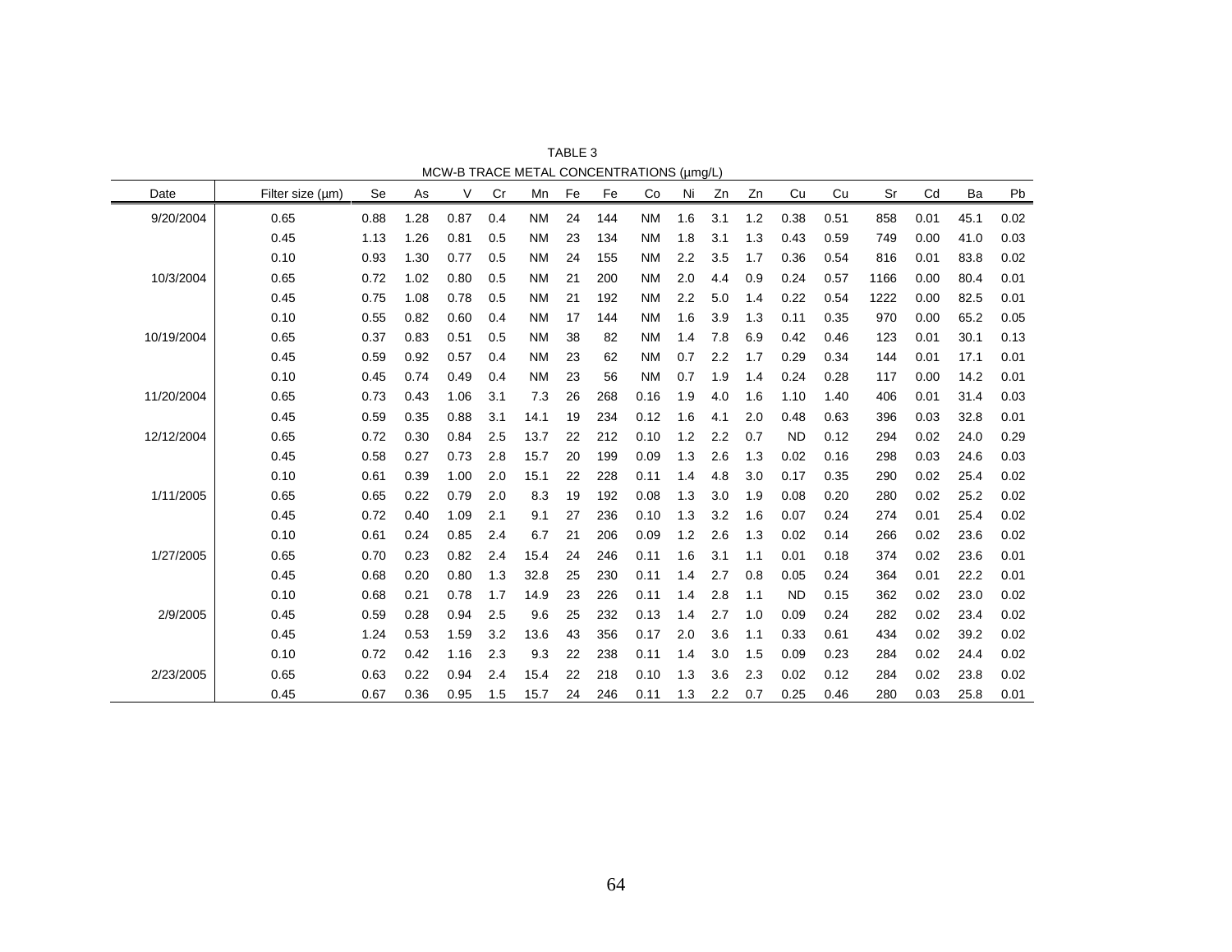TABLE 3

MCW-B TRACE METAL CONCENTRATIONS (μmg/L)

| Date | Filter size (μm) | Se | As | V | Cr | Mn | Fe | Fe | Co | Ni | Zn | Zn | Cu | Cu | Sr | Cd | Ba | Pb |
|---|---|---|---|---|---|---|---|---|---|---|---|---|---|---|---|---|---|---|
| 9/20/2004 | 0.65 | 0.88 | 1.28 | 0.87 | 0.4 | NM | 24 | 144 | NM | 1.6 | 3.1 | 1.2 | 0.38 | 0.51 | 858 | 0.01 | 45.1 | 0.02 |
| | 0.45 | 1.13 | 1.26 | 0.81 | 0.5 | NM | 23 | 134 | NM | 1.8 | 3.1 | 1.3 | 0.43 | 0.59 | 749 | 0.00 | 41.0 | 0.03 |
| | 0.10 | 0.93 | 1.30 | 0.77 | 0.5 | NM | 24 | 155 | NM | 2.2 | 3.5 | 1.7 | 0.36 | 0.54 | 816 | 0.01 | 83.8 | 0.02 |
| 10/3/2004 | 0.65 | 0.72 | 1.02 | 0.80 | 0.5 | NM | 21 | 200 | NM | 2.0 | 4.4 | 0.9 | 0.24 | 0.57 | 1166 | 0.00 | 80.4 | 0.01 |
| | 0.45 | 0.75 | 1.08 | 0.78 | 0.5 | NM | 21 | 192 | NM | 2.2 | 5.0 | 1.4 | 0.22 | 0.54 | 1222 | 0.00 | 82.5 | 0.01 |
| | 0.10 | 0.55 | 0.82 | 0.60 | 0.4 | NM | 17 | 144 | NM | 1.6 | 3.9 | 1.3 | 0.11 | 0.35 | 970 | 0.00 | 65.2 | 0.05 |
| 10/19/2004 | 0.65 | 0.37 | 0.83 | 0.51 | 0.5 | NM | 38 | 82 | NM | 1.4 | 7.8 | 6.9 | 0.42 | 0.46 | 123 | 0.01 | 30.1 | 0.13 |
| | 0.45 | 0.59 | 0.92 | 0.57 | 0.4 | NM | 23 | 62 | NM | 0.7 | 2.2 | 1.7 | 0.29 | 0.34 | 144 | 0.01 | 17.1 | 0.01 |
| | 0.10 | 0.45 | 0.74 | 0.49 | 0.4 | NM | 23 | 56 | NM | 0.7 | 1.9 | 1.4 | 0.24 | 0.28 | 117 | 0.00 | 14.2 | 0.01 |
| 11/20/2004 | 0.65 | 0.73 | 0.43 | 1.06 | 3.1 | 7.3 | 26 | 268 | 0.16 | 1.9 | 4.0 | 1.6 | 1.10 | 1.40 | 406 | 0.01 | 31.4 | 0.03 |
| | 0.45 | 0.59 | 0.35 | 0.88 | 3.1 | 14.1 | 19 | 234 | 0.12 | 1.6 | 4.1 | 2.0 | 0.48 | 0.63 | 396 | 0.03 | 32.8 | 0.01 |
| 12/12/2004 | 0.65 | 0.72 | 0.30 | 0.84 | 2.5 | 13.7 | 22 | 212 | 0.10 | 1.2 | 2.2 | 0.7 | ND | 0.12 | 294 | 0.02 | 24.0 | 0.29 |
| | 0.45 | 0.58 | 0.27 | 0.73 | 2.8 | 15.7 | 20 | 199 | 0.09 | 1.3 | 2.6 | 1.3 | 0.02 | 0.16 | 298 | 0.03 | 24.6 | 0.03 |
| | 0.10 | 0.61 | 0.39 | 1.00 | 2.0 | 15.1 | 22 | 228 | 0.11 | 1.4 | 4.8 | 3.0 | 0.17 | 0.35 | 290 | 0.02 | 25.4 | 0.02 |
| 1/11/2005 | 0.65 | 0.65 | 0.22 | 0.79 | 2.0 | 8.3 | 19 | 192 | 0.08 | 1.3 | 3.0 | 1.9 | 0.08 | 0.20 | 280 | 0.02 | 25.2 | 0.02 |
| | 0.45 | 0.72 | 0.40 | 1.09 | 2.1 | 9.1 | 27 | 236 | 0.10 | 1.3 | 3.2 | 1.6 | 0.07 | 0.24 | 274 | 0.01 | 25.4 | 0.02 |
| | 0.10 | 0.61 | 0.24 | 0.85 | 2.4 | 6.7 | 21 | 206 | 0.09 | 1.2 | 2.6 | 1.3 | 0.02 | 0.14 | 266 | 0.02 | 23.6 | 0.02 |
| 1/27/2005 | 0.65 | 0.70 | 0.23 | 0.82 | 2.4 | 15.4 | 24 | 246 | 0.11 | 1.6 | 3.1 | 1.1 | 0.01 | 0.18 | 374 | 0.02 | 23.6 | 0.01 |
| | 0.45 | 0.68 | 0.20 | 0.80 | 1.3 | 32.8 | 25 | 230 | 0.11 | 1.4 | 2.7 | 0.8 | 0.05 | 0.24 | 364 | 0.01 | 22.2 | 0.01 |
| | 0.10 | 0.68 | 0.21 | 0.78 | 1.7 | 14.9 | 23 | 226 | 0.11 | 1.4 | 2.8 | 1.1 | ND | 0.15 | 362 | 0.02 | 23.0 | 0.02 |
| 2/9/2005 | 0.45 | 0.59 | 0.28 | 0.94 | 2.5 | 9.6 | 25 | 232 | 0.13 | 1.4 | 2.7 | 1.0 | 0.09 | 0.24 | 282 | 0.02 | 23.4 | 0.02 |
| | 0.45 | 1.24 | 0.53 | 1.59 | 3.2 | 13.6 | 43 | 356 | 0.17 | 2.0 | 3.6 | 1.1 | 0.33 | 0.61 | 434 | 0.02 | 39.2 | 0.02 |
| | 0.10 | 0.72 | 0.42 | 1.16 | 2.3 | 9.3 | 22 | 238 | 0.11 | 1.4 | 3.0 | 1.5 | 0.09 | 0.23 | 284 | 0.02 | 24.4 | 0.02 |
| 2/23/2005 | 0.65 | 0.63 | 0.22 | 0.94 | 2.4 | 15.4 | 22 | 218 | 0.10 | 1.3 | 3.6 | 2.3 | 0.02 | 0.12 | 284 | 0.02 | 23.8 | 0.02 |
| | 0.45 | 0.67 | 0.36 | 0.95 | 1.5 | 15.7 | 24 | 246 | 0.11 | 1.3 | 2.2 | 0.7 | 0.25 | 0.46 | 280 | 0.03 | 25.8 | 0.01 |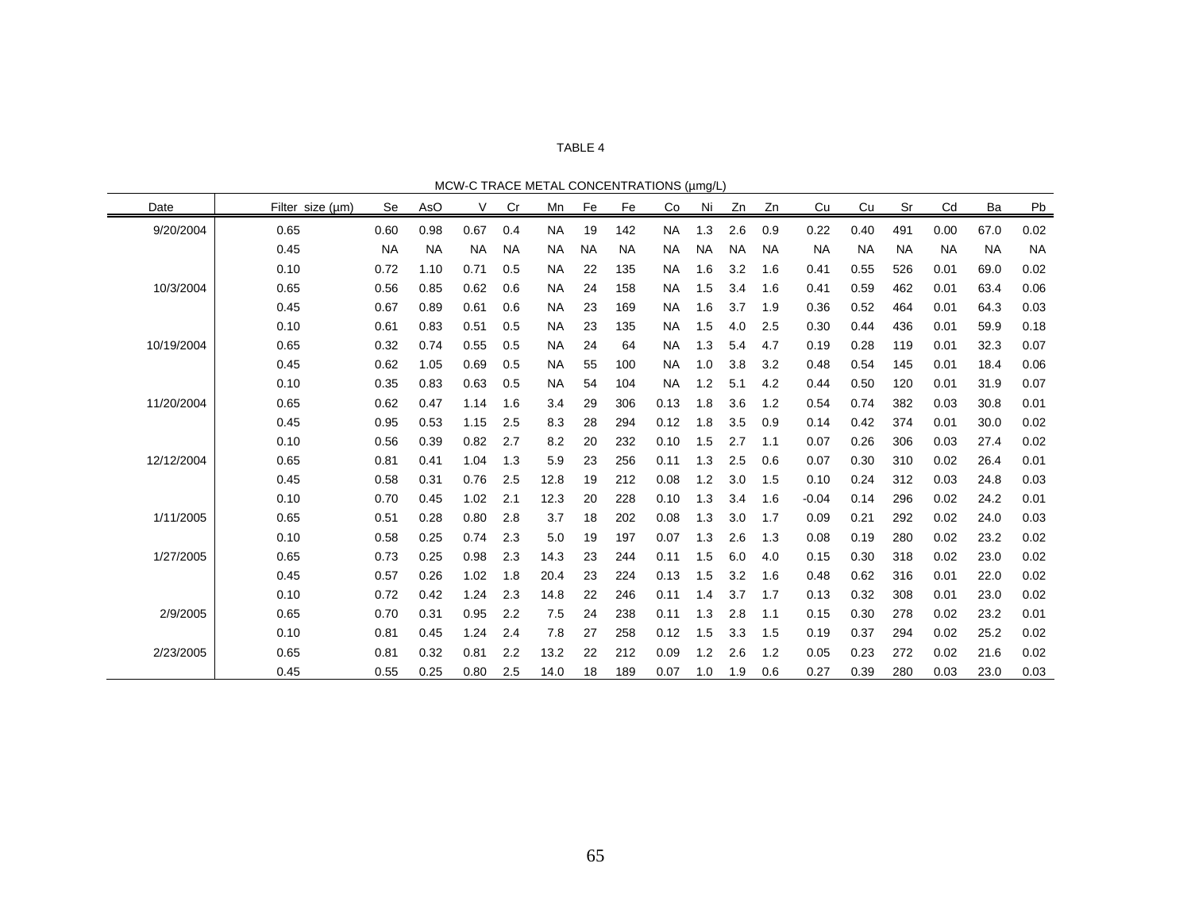TABLE 4

MCW-C TRACE METAL CONCENTRATIONS (µmg/L)

| Date | Filter size (µm) | Se | AsO | V | Cr | Mn | Fe | Fe | Co | Ni | Zn | Zn | Cu | Cu | Sr | Cd | Ba | Pb |
|---|---|---|---|---|---|---|---|---|---|---|---|---|---|---|---|---|---|---|
| 9/20/2004 | 0.65 | 0.60 | 0.98 | 0.67 | 0.4 | NA | 19 | 142 | NA | 1.3 | 2.6 | 0.9 | 0.22 | 0.40 | 491 | 0.00 | 67.0 | 0.02 |
| | 0.45 | NA | NA | NA | NA | NA | NA | NA | NA | NA | NA | NA | NA | NA | NA | NA | NA | NA |
| | 0.10 | 0.72 | 1.10 | 0.71 | 0.5 | NA | 22 | 135 | NA | 1.6 | 3.2 | 1.6 | 0.41 | 0.55 | 526 | 0.01 | 69.0 | 0.02 |
| 10/3/2004 | 0.65 | 0.56 | 0.85 | 0.62 | 0.6 | NA | 24 | 158 | NA | 1.5 | 3.4 | 1.6 | 0.41 | 0.59 | 462 | 0.01 | 63.4 | 0.06 |
| | 0.45 | 0.67 | 0.89 | 0.61 | 0.6 | NA | 23 | 169 | NA | 1.6 | 3.7 | 1.9 | 0.36 | 0.52 | 464 | 0.01 | 64.3 | 0.03 |
| | 0.10 | 0.61 | 0.83 | 0.51 | 0.5 | NA | 23 | 135 | NA | 1.5 | 4.0 | 2.5 | 0.30 | 0.44 | 436 | 0.01 | 59.9 | 0.18 |
| 10/19/2004 | 0.65 | 0.32 | 0.74 | 0.55 | 0.5 | NA | 24 | 64 | NA | 1.3 | 5.4 | 4.7 | 0.19 | 0.28 | 119 | 0.01 | 32.3 | 0.07 |
| | 0.45 | 0.62 | 1.05 | 0.69 | 0.5 | NA | 55 | 100 | NA | 1.0 | 3.8 | 3.2 | 0.48 | 0.54 | 145 | 0.01 | 18.4 | 0.06 |
| | 0.10 | 0.35 | 0.83 | 0.63 | 0.5 | NA | 54 | 104 | NA | 1.2 | 5.1 | 4.2 | 0.44 | 0.50 | 120 | 0.01 | 31.9 | 0.07 |
| 11/20/2004 | 0.65 | 0.62 | 0.47 | 1.14 | 1.6 | 3.4 | 29 | 306 | 0.13 | 1.8 | 3.6 | 1.2 | 0.54 | 0.74 | 382 | 0.03 | 30.8 | 0.01 |
| | 0.45 | 0.95 | 0.53 | 1.15 | 2.5 | 8.3 | 28 | 294 | 0.12 | 1.8 | 3.5 | 0.9 | 0.14 | 0.42 | 374 | 0.01 | 30.0 | 0.02 |
| | 0.10 | 0.56 | 0.39 | 0.82 | 2.7 | 8.2 | 20 | 232 | 0.10 | 1.5 | 2.7 | 1.1 | 0.07 | 0.26 | 306 | 0.03 | 27.4 | 0.02 |
| 12/12/2004 | 0.65 | 0.81 | 0.41 | 1.04 | 1.3 | 5.9 | 23 | 256 | 0.11 | 1.3 | 2.5 | 0.6 | 0.07 | 0.30 | 310 | 0.02 | 26.4 | 0.01 |
| | 0.45 | 0.58 | 0.31 | 0.76 | 2.5 | 12.8 | 19 | 212 | 0.08 | 1.2 | 3.0 | 1.5 | 0.10 | 0.24 | 312 | 0.03 | 24.8 | 0.03 |
| | 0.10 | 0.70 | 0.45 | 1.02 | 2.1 | 12.3 | 20 | 228 | 0.10 | 1.3 | 3.4 | 1.6 | -0.04 | 0.14 | 296 | 0.02 | 24.2 | 0.01 |
| 1/11/2005 | 0.65 | 0.51 | 0.28 | 0.80 | 2.8 | 3.7 | 18 | 202 | 0.08 | 1.3 | 3.0 | 1.7 | 0.09 | 0.21 | 292 | 0.02 | 24.0 | 0.03 |
| | 0.10 | 0.58 | 0.25 | 0.74 | 2.3 | 5.0 | 19 | 197 | 0.07 | 1.3 | 2.6 | 1.3 | 0.08 | 0.19 | 280 | 0.02 | 23.2 | 0.02 |
| 1/27/2005 | 0.65 | 0.73 | 0.25 | 0.98 | 2.3 | 14.3 | 23 | 244 | 0.11 | 1.5 | 6.0 | 4.0 | 0.15 | 0.30 | 318 | 0.02 | 23.0 | 0.02 |
| | 0.45 | 0.57 | 0.26 | 1.02 | 1.8 | 20.4 | 23 | 224 | 0.13 | 1.5 | 3.2 | 1.6 | 0.48 | 0.62 | 316 | 0.01 | 22.0 | 0.02 |
| | 0.10 | 0.72 | 0.42 | 1.24 | 2.3 | 14.8 | 22 | 246 | 0.11 | 1.4 | 3.7 | 1.7 | 0.13 | 0.32 | 308 | 0.01 | 23.0 | 0.02 |
| 2/9/2005 | 0.65 | 0.70 | 0.31 | 0.95 | 2.2 | 7.5 | 24 | 238 | 0.11 | 1.3 | 2.8 | 1.1 | 0.15 | 0.30 | 278 | 0.02 | 23.2 | 0.01 |
| | 0.10 | 0.81 | 0.45 | 1.24 | 2.4 | 7.8 | 27 | 258 | 0.12 | 1.5 | 3.3 | 1.5 | 0.19 | 0.37 | 294 | 0.02 | 25.2 | 0.02 |
| 2/23/2005 | 0.65 | 0.81 | 0.32 | 0.81 | 2.2 | 13.2 | 22 | 212 | 0.09 | 1.2 | 2.6 | 1.2 | 0.05 | 0.23 | 272 | 0.02 | 21.6 | 0.02 |
| | 0.45 | 0.55 | 0.25 | 0.80 | 2.5 | 14.0 | 18 | 189 | 0.07 | 1.0 | 1.9 | 0.6 | 0.27 | 0.39 | 280 | 0.03 | 23.0 | 0.03 |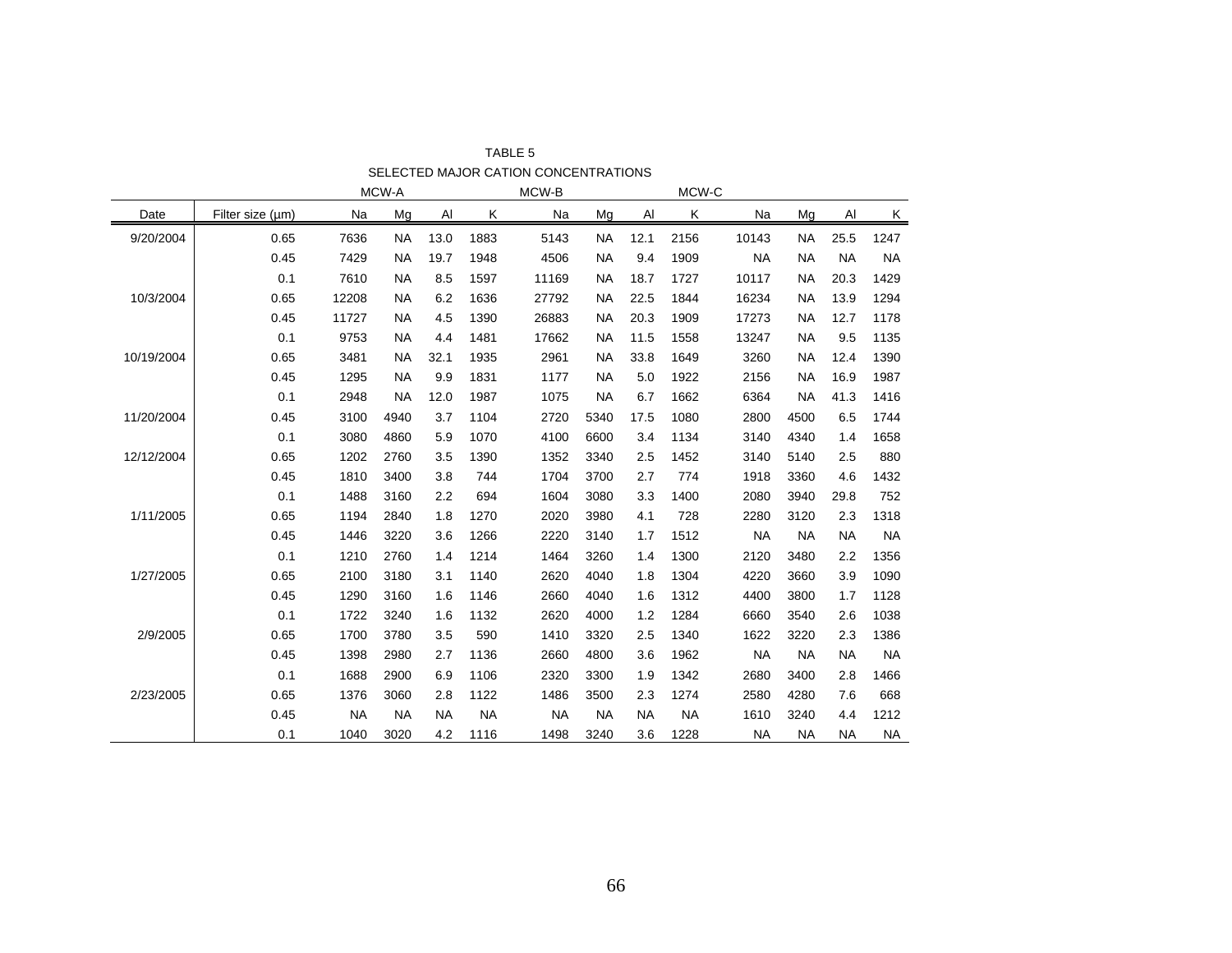TABLE 5

SELECTED MAJOR CATION CONCENTRATIONS

| Date | Filter size (µm) | MCW-A | | | | MCW-B | | | | MCW-C | | | |
|---|---|---|---|---|---|---|---|---|---|---|---|---|---|
| | | Na | Mg | Al | K | Na | Mg | Al | K | Na | Mg | Al | K |
| 9/20/2004 | 0.65 | 7636 | NA | 13.0 | 1883 | 5143 | NA | 12.1 | 2156 | 10143 | NA | 25.5 | 1247 |
| | 0.45 | 7429 | NA | 19.7 | 1948 | 4506 | NA | 9.4 | 1909 | NA | NA | NA | NA |
| | 0.1 | 7610 | NA | 8.5 | 1597 | 11169 | NA | 18.7 | 1727 | 10117 | NA | 20.3 | 1429 |
| 10/3/2004 | 0.65 | 12208 | NA | 6.2 | 1636 | 27792 | NA | 22.5 | 1844 | 16234 | NA | 13.9 | 1294 |
| | 0.45 | 11727 | NA | 4.5 | 1390 | 26883 | NA | 20.3 | 1909 | 17273 | NA | 12.7 | 1178 |
| | 0.1 | 9753 | NA | 4.4 | 1481 | 17662 | NA | 11.5 | 1558 | 13247 | NA | 9.5 | 1135 |
| 10/19/2004 | 0.65 | 3481 | NA | 32.1 | 1935 | 2961 | NA | 33.8 | 1649 | 3260 | NA | 12.4 | 1390 |
| | 0.45 | 1295 | NA | 9.9 | 1831 | 1177 | NA | 5.0 | 1922 | 2156 | NA | 16.9 | 1987 |
| | 0.1 | 2948 | NA | 12.0 | 1987 | 1075 | NA | 6.7 | 1662 | 6364 | NA | 41.3 | 1416 |
| 11/20/2004 | 0.45 | 3100 | 4940 | 3.7 | 1104 | 2720 | 5340 | 17.5 | 1080 | 2800 | 4500 | 6.5 | 1744 |
| | 0.1 | 3080 | 4860 | 5.9 | 1070 | 4100 | 6600 | 3.4 | 1134 | 3140 | 4340 | 1.4 | 1658 |
| 12/12/2004 | 0.65 | 1202 | 2760 | 3.5 | 1390 | 1352 | 3340 | 2.5 | 1452 | 3140 | 5140 | 2.5 | 880 |
| | 0.45 | 1810 | 3400 | 3.8 | 744 | 1704 | 3700 | 2.7 | 774 | 1918 | 3360 | 4.6 | 1432 |
| | 0.1 | 1488 | 3160 | 2.2 | 694 | 1604 | 3080 | 3.3 | 1400 | 2080 | 3940 | 29.8 | 752 |
| 1/11/2005 | 0.65 | 1194 | 2840 | 1.8 | 1270 | 2020 | 3980 | 4.1 | 728 | 2280 | 3120 | 2.3 | 1318 |
| | 0.45 | 1446 | 3220 | 3.6 | 1266 | 2220 | 3140 | 1.7 | 1512 | NA | NA | NA | NA |
| | 0.1 | 1210 | 2760 | 1.4 | 1214 | 1464 | 3260 | 1.4 | 1300 | 2120 | 3480 | 2.2 | 1356 |
| 1/27/2005 | 0.65 | 2100 | 3180 | 3.1 | 1140 | 2620 | 4040 | 1.8 | 1304 | 4220 | 3660 | 3.9 | 1090 |
| | 0.45 | 1290 | 3160 | 1.6 | 1146 | 2660 | 4040 | 1.6 | 1312 | 4400 | 3800 | 1.7 | 1128 |
| | 0.1 | 1722 | 3240 | 1.6 | 1132 | 2620 | 4000 | 1.2 | 1284 | 6660 | 3540 | 2.6 | 1038 |
| 2/9/2005 | 0.65 | 1700 | 3780 | 3.5 | 590 | 1410 | 3320 | 2.5 | 1340 | 1622 | 3220 | 2.3 | 1386 |
| | 0.45 | 1398 | 2980 | 2.7 | 1136 | 2660 | 4800 | 3.6 | 1962 | NA | NA | NA | NA |
| | 0.1 | 1688 | 2900 | 6.9 | 1106 | 2320 | 3300 | 1.9 | 1342 | 2680 | 3400 | 2.8 | 1466 |
| 2/23/2005 | 0.65 | 1376 | 3060 | 2.8 | 1122 | 1486 | 3500 | 2.3 | 1274 | 2580 | 4280 | 7.6 | 668 |
| | 0.45 | NA | NA | NA | NA | NA | NA | NA | NA | 1610 | 3240 | 4.4 | 1212 |
| | 0.1 | 1040 | 3020 | 4.2 | 1116 | 1498 | 3240 | 3.6 | 1228 | NA | NA | NA | NA |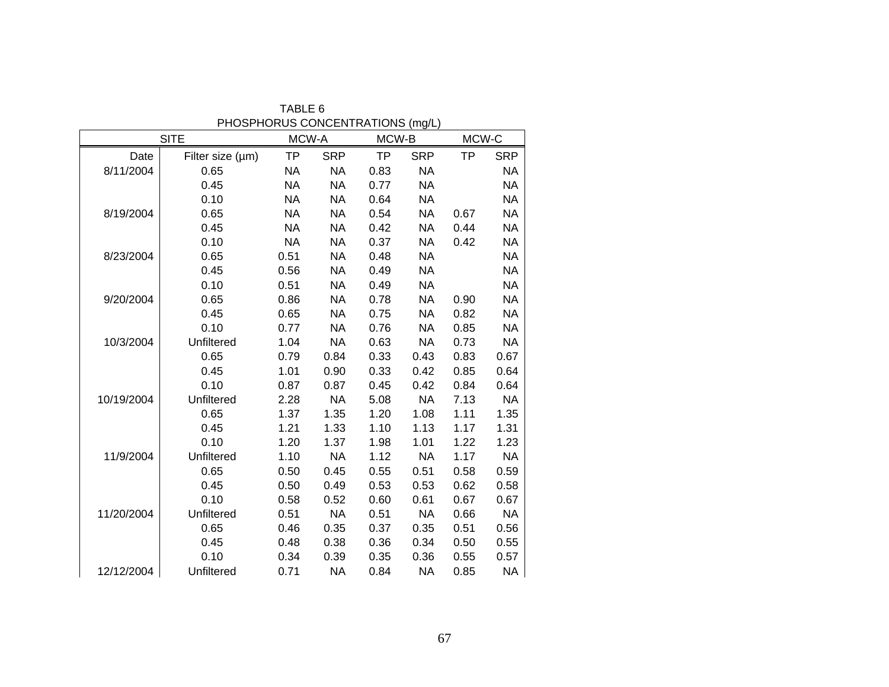TABLE 6
PHOSPHORUS CONCENTRATIONS (mg/L)

| SITE | | MCW-A | | MCW-B | | MCW-C | |
|---|---|---|---|---|---|---|---|
| Date | Filter size (µm) | TP | SRP | TP | SRP | TP | SRP |
| 8/11/2004 | 0.65 | NA | NA | 0.83 | NA | | NA |
| | 0.45 | NA | NA | 0.77 | NA | | NA |
| | 0.10 | NA | NA | 0.64 | NA | | NA |
| 8/19/2004 | 0.65 | NA | NA | 0.54 | NA | 0.67 | NA |
| | 0.45 | NA | NA | 0.42 | NA | 0.44 | NA |
| | 0.10 | NA | NA | 0.37 | NA | 0.42 | NA |
| 8/23/2004 | 0.65 | 0.51 | NA | 0.48 | NA | | NA |
| | 0.45 | 0.56 | NA | 0.49 | NA | | NA |
| | 0.10 | 0.51 | NA | 0.49 | NA | | NA |
| 9/20/2004 | 0.65 | 0.86 | NA | 0.78 | NA | 0.90 | NA |
| | 0.45 | 0.65 | NA | 0.75 | NA | 0.82 | NA |
| | 0.10 | 0.77 | NA | 0.76 | NA | 0.85 | NA |
| 10/3/2004 | Unfiltered | 1.04 | NA | 0.63 | NA | 0.73 | NA |
| | 0.65 | 0.79 | 0.84 | 0.33 | 0.43 | 0.83 | 0.67 |
| | 0.45 | 1.01 | 0.90 | 0.33 | 0.42 | 0.85 | 0.64 |
| | 0.10 | 0.87 | 0.87 | 0.45 | 0.42 | 0.84 | 0.64 |
| 10/19/2004 | Unfiltered | 2.28 | NA | 5.08 | NA | 7.13 | NA |
| | 0.65 | 1.37 | 1.35 | 1.20 | 1.08 | 1.11 | 1.35 |
| | 0.45 | 1.21 | 1.33 | 1.10 | 1.13 | 1.17 | 1.31 |
| | 0.10 | 1.20 | 1.37 | 1.98 | 1.01 | 1.22 | 1.23 |
| 11/9/2004 | Unfiltered | 1.10 | NA | 1.12 | NA | 1.17 | NA |
| | 0.65 | 0.50 | 0.45 | 0.55 | 0.51 | 0.58 | 0.59 |
| | 0.45 | 0.50 | 0.49 | 0.53 | 0.53 | 0.62 | 0.58 |
| | 0.10 | 0.58 | 0.52 | 0.60 | 0.61 | 0.67 | 0.67 |
| 11/20/2004 | Unfiltered | 0.51 | NA | 0.51 | NA | 0.66 | NA |
| | 0.65 | 0.46 | 0.35 | 0.37 | 0.35 | 0.51 | 0.56 |
| | 0.45 | 0.48 | 0.38 | 0.36 | 0.34 | 0.50 | 0.55 |
| | 0.10 | 0.34 | 0.39 | 0.35 | 0.36 | 0.55 | 0.57 |
| 12/12/2004 | Unfiltered | 0.71 | NA | 0.84 | NA | 0.85 | NA |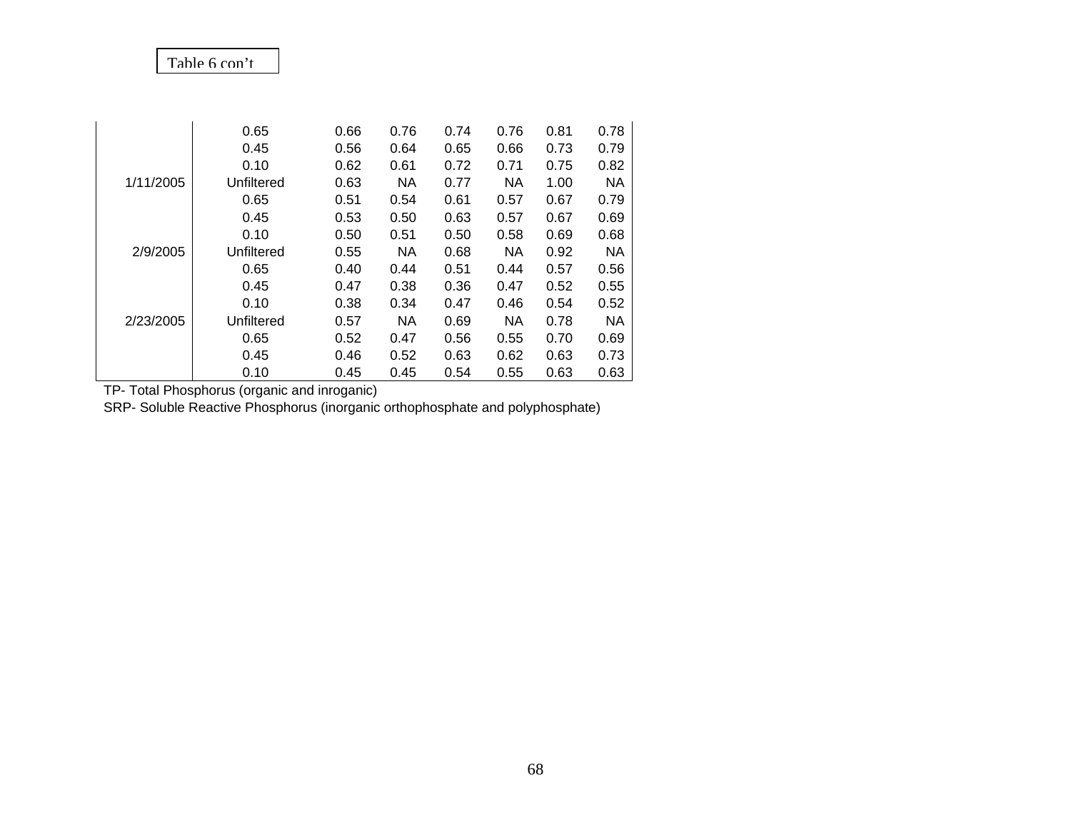Table 6 con't

| | | | | | | | |
|---|---|---|---|---|---|---|---|
| | 0.65 | 0.66 | 0.76 | 0.74 | 0.76 | 0.81 | 0.78 |
| | 0.45 | 0.56 | 0.64 | 0.65 | 0.66 | 0.73 | 0.79 |
| | 0.10 | 0.62 | 0.61 | 0.72 | 0.71 | 0.75 | 0.82 |
| 1/11/2005 | Unfiltered | 0.63 | NA | 0.77 | NA | 1.00 | NA |
| | 0.65 | 0.51 | 0.54 | 0.61 | 0.57 | 0.67 | 0.79 |
| | 0.45 | 0.53 | 0.50 | 0.63 | 0.57 | 0.67 | 0.69 |
| | 0.10 | 0.50 | 0.51 | 0.50 | 0.58 | 0.69 | 0.68 |
| 2/9/2005 | Unfiltered | 0.55 | NA | 0.68 | NA | 0.92 | NA |
| | 0.65 | 0.40 | 0.44 | 0.51 | 0.44 | 0.57 | 0.56 |
| | 0.45 | 0.47 | 0.38 | 0.36 | 0.47 | 0.52 | 0.55 |
| | 0.10 | 0.38 | 0.34 | 0.47 | 0.46 | 0.54 | 0.52 |
| 2/23/2005 | Unfiltered | 0.57 | NA | 0.69 | NA | 0.78 | NA |
| | 0.65 | 0.52 | 0.47 | 0.56 | 0.55 | 0.70 | 0.69 |
| | 0.45 | 0.46 | 0.52 | 0.63 | 0.62 | 0.63 | 0.73 |
| | 0.10 | 0.45 | 0.45 | 0.54 | 0.55 | 0.63 | 0.63 |

TP- Total Phosphorus (organic and inroganic)

SRP- Soluble Reactive Phosphorus (inorganic orthophosphate and polyphosphate)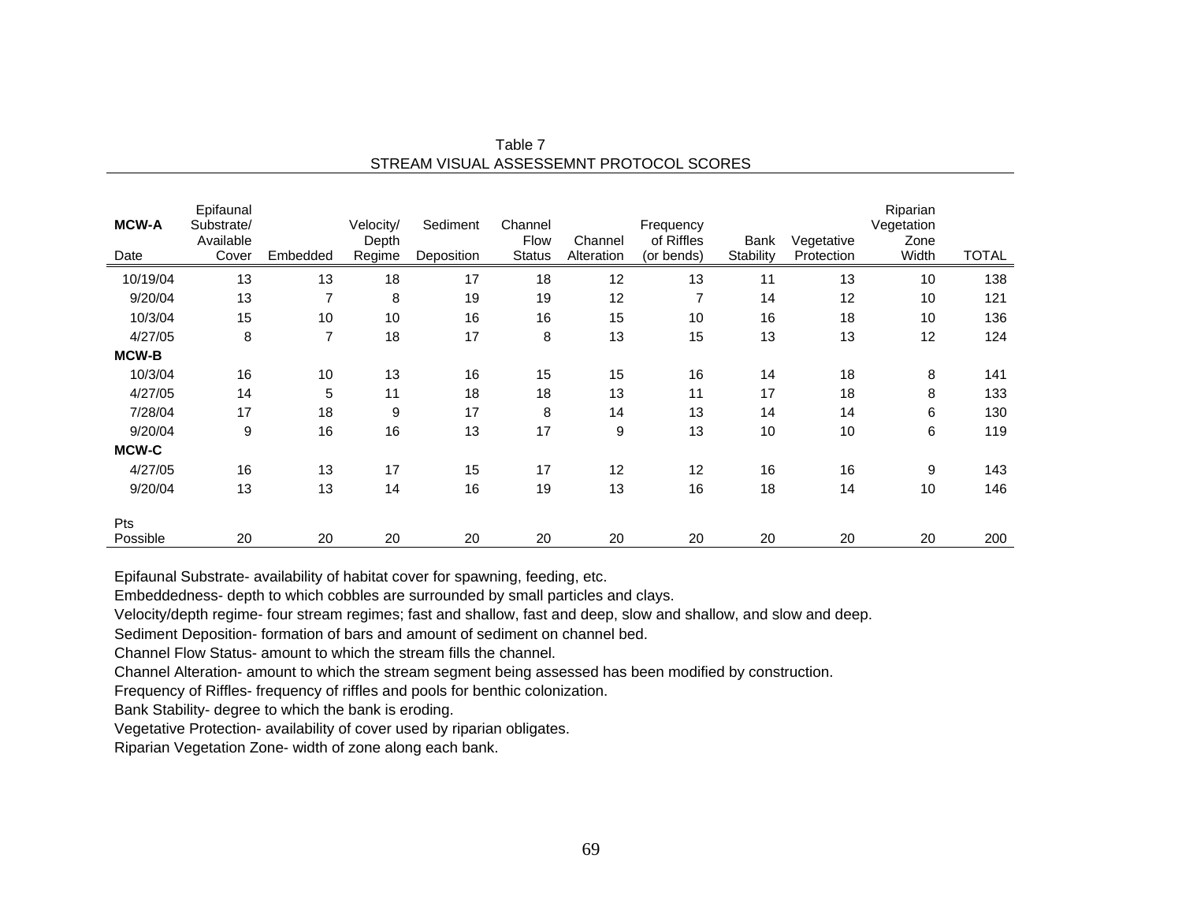Table 7
STREAM VISUAL ASSESSEMNT PROTOCOL SCORES

| MCW-A Date | Epifaunal Substrate/ Available Cover | Embedded | Velocity/ Depth Regime | Sediment Deposition | Channel Flow Status | Channel Alteration | Frequency of Riffles (or bends) | Bank Stability | Vegetative Protection | Riparian Vegetation Zone Width | TOTAL |
|---|---|---|---|---|---|---|---|---|---|---|---|
| 10/19/04 | 13 | 13 | 18 | 17 | 18 | 12 | 13 | 11 | 13 | 10 | 138 |
| 9/20/04 | 13 | 7 | 8 | 19 | 19 | 12 | 7 | 14 | 12 | 10 | 121 |
| 10/3/04 | 15 | 10 | 10 | 16 | 16 | 15 | 10 | 16 | 18 | 10 | 136 |
| 4/27/05 | 8 | 7 | 18 | 17 | 8 | 13 | 15 | 13 | 13 | 12 | 124 |
| **MCW-B** | | | | | | | | | | | |
| 10/3/04 | 16 | 10 | 13 | 16 | 15 | 15 | 16 | 14 | 18 | 8 | 141 |
| 4/27/05 | 14 | 5 | 11 | 18 | 18 | 13 | 11 | 17 | 18 | 8 | 133 |
| 7/28/04 | 17 | 18 | 9 | 17 | 8 | 14 | 13 | 14 | 14 | 6 | 130 |
| 9/20/04 | 9 | 16 | 16 | 13 | 17 | 9 | 13 | 10 | 10 | 6 | 119 |
| **MCW-C** | | | | | | | | | | | |
| 4/27/05 | 16 | 13 | 17 | 15 | 17 | 12 | 12 | 16 | 16 | 9 | 143 |
| 9/20/04 | 13 | 13 | 14 | 16 | 19 | 13 | 16 | 18 | 14 | 10 | 146 |
| Pts Possible | 20 | 20 | 20 | 20 | 20 | 20 | 20 | 20 | 20 | 20 | 200 |

Epifaunal Substrate- availability of habitat cover for spawning, feeding, etc.

Embeddedness- depth to which cobbles are surrounded by small particles and clays.

Velocity/depth regime- four stream regimes; fast and shallow, fast and deep, slow and shallow, and slow and deep.

Sediment Deposition- formation of bars and amount of sediment on channel bed.

Channel Flow Status- amount to which the stream fills the channel.

Channel Alteration- amount to which the stream segment being assessed has been modified by construction.

Frequency of Riffles- frequency of riffles and pools for benthic colonization.

Bank Stability- degree to which the bank is eroding.

Vegetative Protection- availability of cover used by riparian obligates.

Riparian Vegetation Zone- width of zone along each bank.